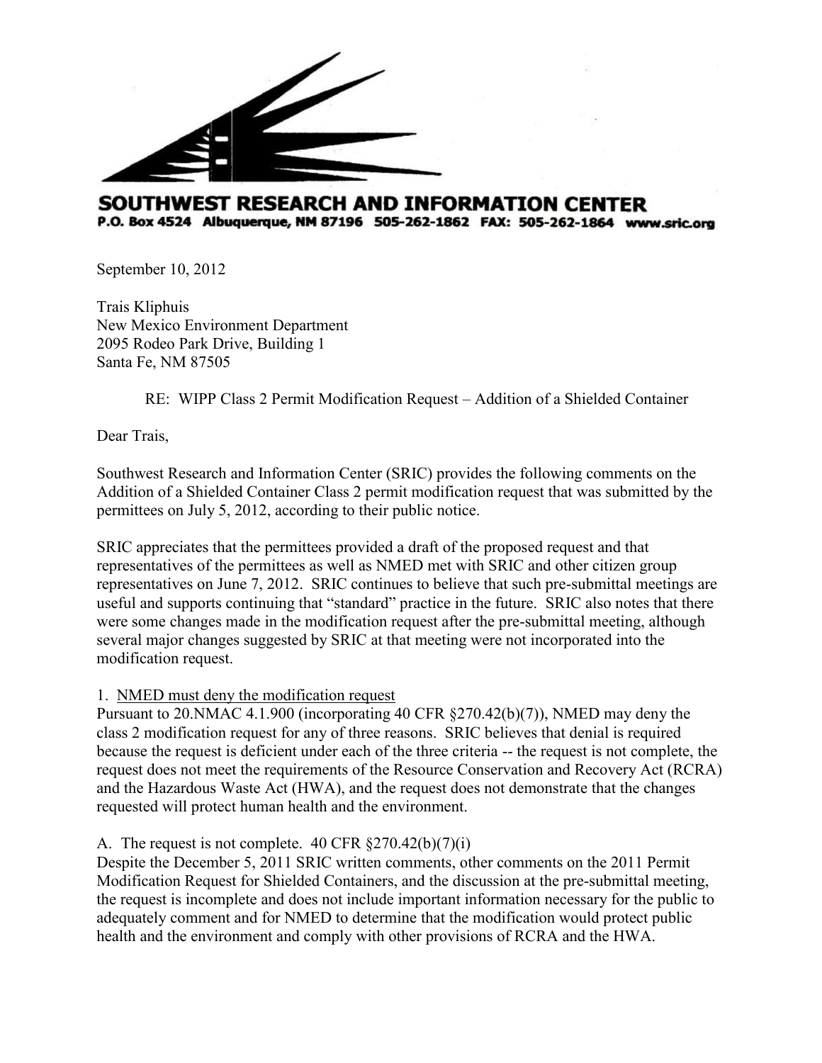**SOUTHWEST RESEARCH AND INFORMATION CENTER**
P.O. Box 4524 Albuquerque, NM 87196 505-262-1862 FAX: 505-262-1864 www.sric.org

September 10, 2012

Trais Kliphuis
New Mexico Environment Department
2095 Rodeo Park Drive, Building 1
Santa Fe, NM 87505

RE: WIPP Class 2 Permit Modification Request – Addition of a Shielded Container

Dear Trais,

Southwest Research and Information Center (SRIC) provides the following comments on the Addition of a Shielded Container Class 2 permit modification request that was submitted by the permittees on July 5, 2012, according to their public notice.

SRIC appreciates that the permittees provided a draft of the proposed request and that representatives of the permittees as well as NMED met with SRIC and other citizen group representatives on June 7, 2012. SRIC continues to believe that such pre-submittal meetings are useful and supports continuing that "standard" practice in the future. SRIC also notes that there were some changes made in the modification request after the pre-submittal meeting, although several major changes suggested by SRIC at that meeting were not incorporated into the modification request.

1. <u>NMED must deny the modification request</u>

Pursuant to 20.NMAC 4.1.900 (incorporating 40 CFR §270.42(b)(7)), NMED may deny the class 2 modification request for any of three reasons. SRIC believes that denial is required because the request is deficient under each of the three criteria -- the request is not complete, the request does not meet the requirements of the Resource Conservation and Recovery Act (RCRA) and the Hazardous Waste Act (HWA), and the request does not demonstrate that the changes requested will protect human health and the environment.

A. The request is not complete. 40 CFR §270.42(b)(7)(i)

Despite the December 5, 2011 SRIC written comments, other comments on the 2011 Permit Modification Request for Shielded Containers, and the discussion at the pre-submittal meeting, the request is incomplete and does not include important information necessary for the public to adequately comment and for NMED to determine that the modification would protect public health and the environment and comply with other provisions of RCRA and the HWA.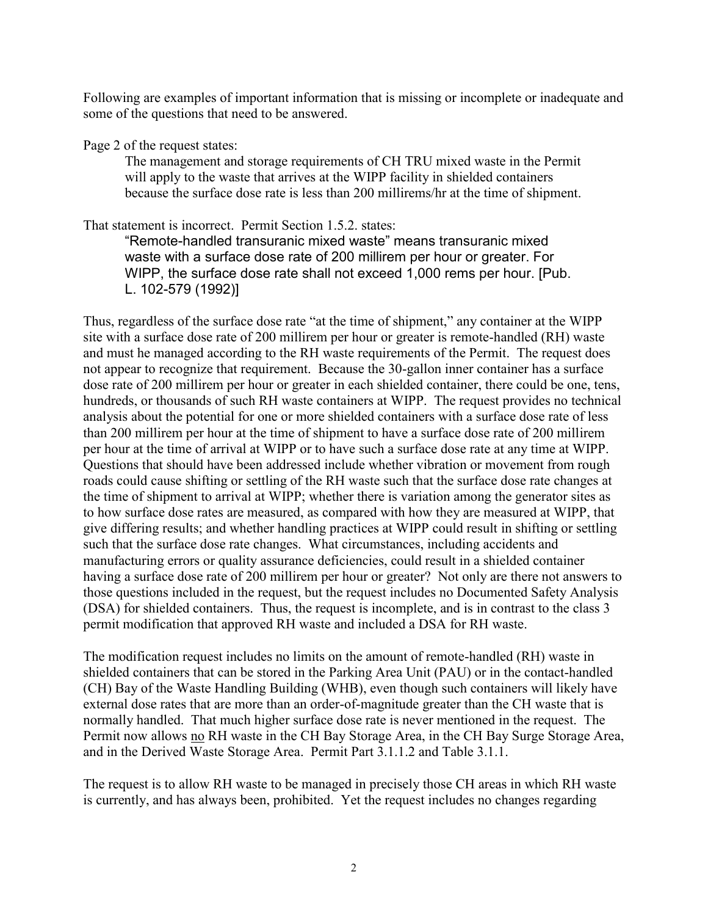Following are examples of important information that is missing or incomplete or inadequate and some of the questions that need to be answered.

Page 2 of the request states:

> The management and storage requirements of CH TRU mixed waste in the Permit will apply to the waste that arrives at the WIPP facility in shielded containers because the surface dose rate is less than 200 millirems/hr at the time of shipment.

That statement is incorrect. Permit Section 1.5.2. states:

> "Remote-handled transuranic mixed waste" means transuranic mixed waste with a surface dose rate of 200 millirem per hour or greater. For WIPP, the surface dose rate shall not exceed 1,000 rems per hour. [Pub. L. 102-579 (1992)]

Thus, regardless of the surface dose rate "at the time of shipment," any container at the WIPP site with a surface dose rate of 200 millirem per hour or greater is remote-handled (RH) waste and must he managed according to the RH waste requirements of the Permit. The request does not appear to recognize that requirement. Because the 30-gallon inner container has a surface dose rate of 200 millirem per hour or greater in each shielded container, there could be one, tens, hundreds, or thousands of such RH waste containers at WIPP. The request provides no technical analysis about the potential for one or more shielded containers with a surface dose rate of less than 200 millirem per hour at the time of shipment to have a surface dose rate of 200 millirem per hour at the time of arrival at WIPP or to have such a surface dose rate at any time at WIPP. Questions that should have been addressed include whether vibration or movement from rough roads could cause shifting or settling of the RH waste such that the surface dose rate changes at the time of shipment to arrival at WIPP; whether there is variation among the generator sites as to how surface dose rates are measured, as compared with how they are measured at WIPP, that give differing results; and whether handling practices at WIPP could result in shifting or settling such that the surface dose rate changes. What circumstances, including accidents and manufacturing errors or quality assurance deficiencies, could result in a shielded container having a surface dose rate of 200 millirem per hour or greater? Not only are there not answers to those questions included in the request, but the request includes no Documented Safety Analysis (DSA) for shielded containers. Thus, the request is incomplete, and is in contrast to the class 3 permit modification that approved RH waste and included a DSA for RH waste.

The modification request includes no limits on the amount of remote-handled (RH) waste in shielded containers that can be stored in the Parking Area Unit (PAU) or in the contact-handled (CH) Bay of the Waste Handling Building (WHB), even though such containers will likely have external dose rates that are more than an order-of-magnitude greater than the CH waste that is normally handled. That much higher surface dose rate is never mentioned in the request. The Permit now allows no RH waste in the CH Bay Storage Area, in the CH Bay Surge Storage Area, and in the Derived Waste Storage Area. Permit Part 3.1.1.2 and Table 3.1.1.

The request is to allow RH waste to be managed in precisely those CH areas in which RH waste is currently, and has always been, prohibited. Yet the request includes no changes regarding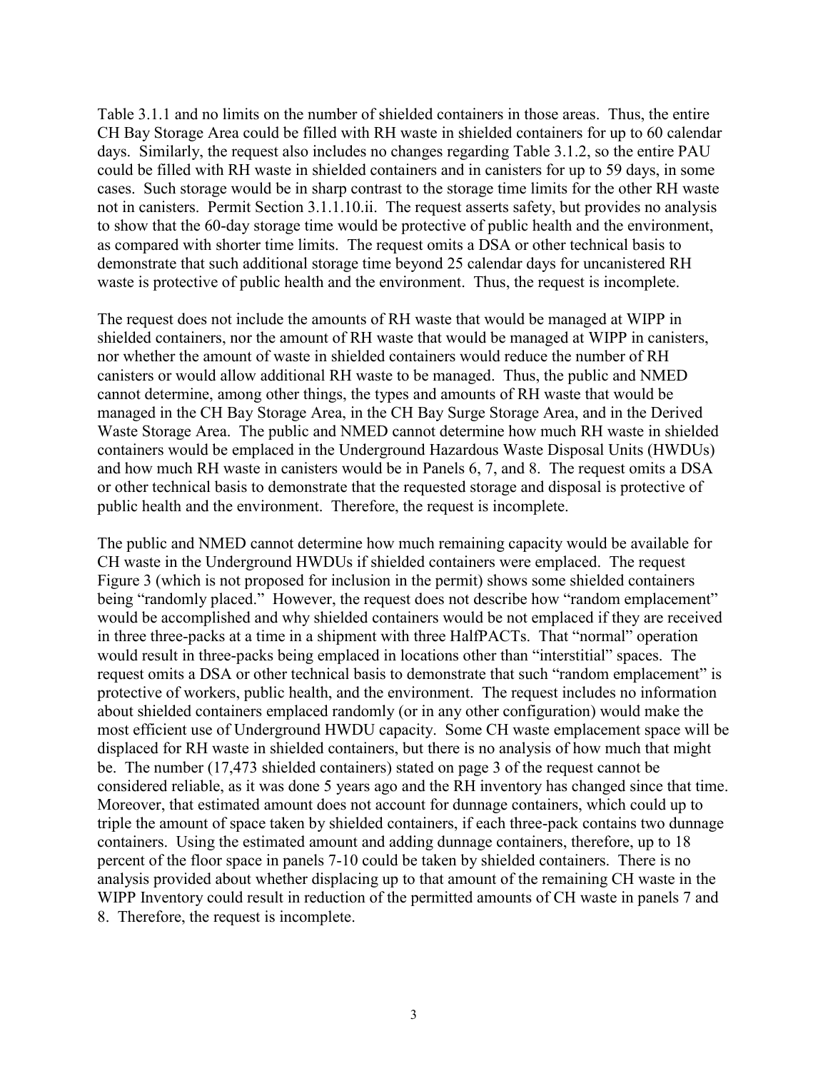Table 3.1.1 and no limits on the number of shielded containers in those areas. Thus, the entire CH Bay Storage Area could be filled with RH waste in shielded containers for up to 60 calendar days. Similarly, the request also includes no changes regarding Table 3.1.2, so the entire PAU could be filled with RH waste in shielded containers and in canisters for up to 59 days, in some cases. Such storage would be in sharp contrast to the storage time limits for the other RH waste not in canisters. Permit Section 3.1.1.10.ii. The request asserts safety, but provides no analysis to show that the 60-day storage time would be protective of public health and the environment, as compared with shorter time limits. The request omits a DSA or other technical basis to demonstrate that such additional storage time beyond 25 calendar days for uncanistered RH waste is protective of public health and the environment. Thus, the request is incomplete.

The request does not include the amounts of RH waste that would be managed at WIPP in shielded containers, nor the amount of RH waste that would be managed at WIPP in canisters, nor whether the amount of waste in shielded containers would reduce the number of RH canisters or would allow additional RH waste to be managed. Thus, the public and NMED cannot determine, among other things, the types and amounts of RH waste that would be managed in the CH Bay Storage Area, in the CH Bay Surge Storage Area, and in the Derived Waste Storage Area. The public and NMED cannot determine how much RH waste in shielded containers would be emplaced in the Underground Hazardous Waste Disposal Units (HWDUs) and how much RH waste in canisters would be in Panels 6, 7, and 8. The request omits a DSA or other technical basis to demonstrate that the requested storage and disposal is protective of public health and the environment. Therefore, the request is incomplete.

The public and NMED cannot determine how much remaining capacity would be available for CH waste in the Underground HWDUs if shielded containers were emplaced. The request Figure 3 (which is not proposed for inclusion in the permit) shows some shielded containers being "randomly placed." However, the request does not describe how "random emplacement" would be accomplished and why shielded containers would be not emplaced if they are received in three three-packs at a time in a shipment with three HalfPACTs. That "normal" operation would result in three-packs being emplaced in locations other than "interstitial" spaces. The request omits a DSA or other technical basis to demonstrate that such "random emplacement" is protective of workers, public health, and the environment. The request includes no information about shielded containers emplaced randomly (or in any other configuration) would make the most efficient use of Underground HWDU capacity. Some CH waste emplacement space will be displaced for RH waste in shielded containers, but there is no analysis of how much that might be. The number (17,473 shielded containers) stated on page 3 of the request cannot be considered reliable, as it was done 5 years ago and the RH inventory has changed since that time. Moreover, that estimated amount does not account for dunnage containers, which could up to triple the amount of space taken by shielded containers, if each three-pack contains two dunnage containers. Using the estimated amount and adding dunnage containers, therefore, up to 18 percent of the floor space in panels 7-10 could be taken by shielded containers. There is no analysis provided about whether displacing up to that amount of the remaining CH waste in the WIPP Inventory could result in reduction of the permitted amounts of CH waste in panels 7 and 8. Therefore, the request is incomplete.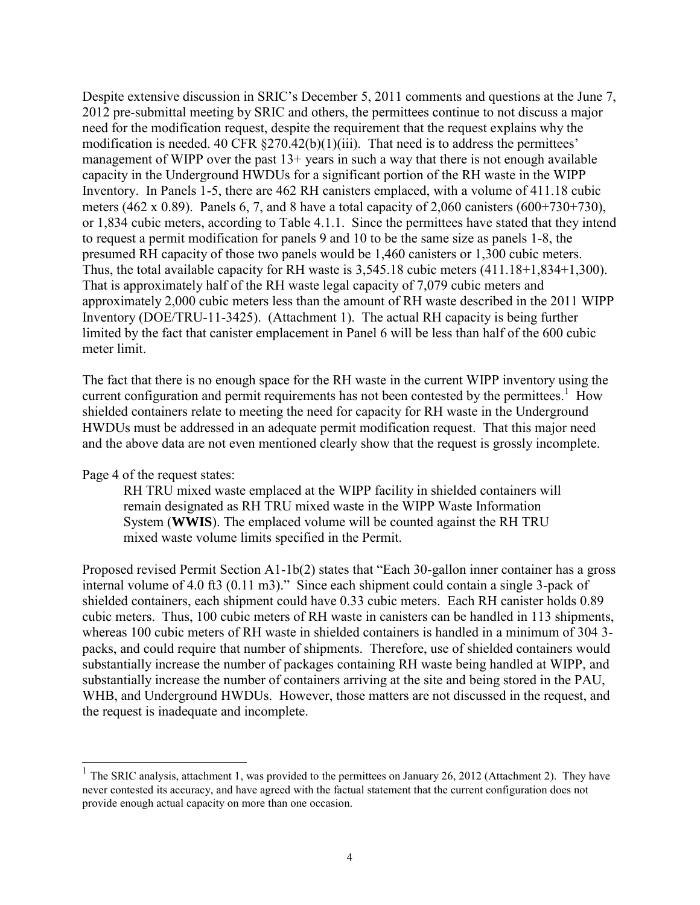Despite extensive discussion in SRIC's December 5, 2011 comments and questions at the June 7, 2012 pre-submittal meeting by SRIC and others, the permittees continue to not discuss a major need for the modification request, despite the requirement that the request explains why the modification is needed. 40 CFR §270.42(b)(1)(iii). That need is to address the permittees' management of WIPP over the past 13+ years in such a way that there is not enough available capacity in the Underground HWDUs for a significant portion of the RH waste in the WIPP Inventory. In Panels 1-5, there are 462 RH canisters emplaced, with a volume of 411.18 cubic meters (462 x 0.89). Panels 6, 7, and 8 have a total capacity of 2,060 canisters (600+730+730), or 1,834 cubic meters, according to Table 4.1.1. Since the permittees have stated that they intend to request a permit modification for panels 9 and 10 to be the same size as panels 1-8, the presumed RH capacity of those two panels would be 1,460 canisters or 1,300 cubic meters. Thus, the total available capacity for RH waste is 3,545.18 cubic meters (411.18+1,834+1,300). That is approximately half of the RH waste legal capacity of 7,079 cubic meters and approximately 2,000 cubic meters less than the amount of RH waste described in the 2011 WIPP Inventory (DOE/TRU-11-3425). (Attachment 1). The actual RH capacity is being further limited by the fact that canister emplacement in Panel 6 will be less than half of the 600 cubic meter limit.

The fact that there is no enough space for the RH waste in the current WIPP inventory using the current configuration and permit requirements has not been contested by the permittees.[1] How shielded containers relate to meeting the need for capacity for RH waste in the Underground HWDUs must be addressed in an adequate permit modification request. That this major need and the above data are not even mentioned clearly show that the request is grossly incomplete.

Page 4 of the request states:

> RH TRU mixed waste emplaced at the WIPP facility in shielded containers will remain designated as RH TRU mixed waste in the WIPP Waste Information System (**WWIS**). The emplaced volume will be counted against the RH TRU mixed waste volume limits specified in the Permit.

Proposed revised Permit Section A1-1b(2) states that "Each 30-gallon inner container has a gross internal volume of 4.0 ft3 (0.11 m3)." Since each shipment could contain a single 3-pack of shielded containers, each shipment could have 0.33 cubic meters. Each RH canister holds 0.89 cubic meters. Thus, 100 cubic meters of RH waste in canisters can be handled in 113 shipments, whereas 100 cubic meters of RH waste in shielded containers is handled in a minimum of 304 3-packs, and could require that number of shipments. Therefore, use of shielded containers would substantially increase the number of packages containing RH waste being handled at WIPP, and substantially increase the number of containers arriving at the site and being stored in the PAU, WHB, and Underground HWDUs. However, those matters are not discussed in the request, and the request is inadequate and incomplete.

[1] The SRIC analysis, attachment 1, was provided to the permittees on January 26, 2012 (Attachment 2). They have never contested its accuracy, and have agreed with the factual statement that the current configuration does not provide enough actual capacity on more than one occasion.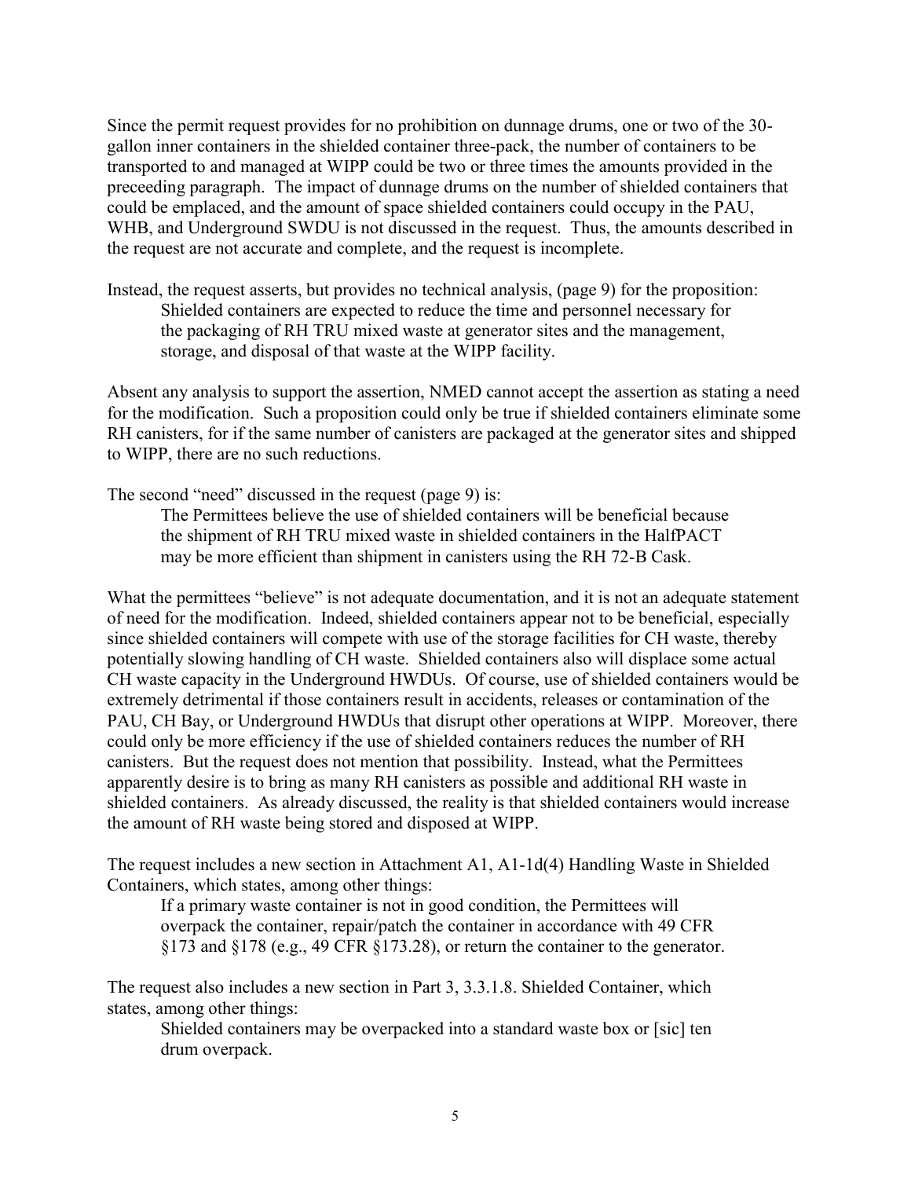Since the permit request provides for no prohibition on dunnage drums, one or two of the 30-gallon inner containers in the shielded container three-pack, the number of containers to be transported to and managed at WIPP could be two or three times the amounts provided in the preceeding paragraph. The impact of dunnage drums on the number of shielded containers that could be emplaced, and the amount of space shielded containers could occupy in the PAU, WHB, and Underground SWDU is not discussed in the request. Thus, the amounts described in the request are not accurate and complete, and the request is incomplete.

Instead, the request asserts, but provides no technical analysis, (page 9) for the proposition:

> Shielded containers are expected to reduce the time and personnel necessary for the packaging of RH TRU mixed waste at generator sites and the management, storage, and disposal of that waste at the WIPP facility.

Absent any analysis to support the assertion, NMED cannot accept the assertion as stating a need for the modification. Such a proposition could only be true if shielded containers eliminate some RH canisters, for if the same number of canisters are packaged at the generator sites and shipped to WIPP, there are no such reductions.

The second "need" discussed in the request (page 9) is:

> The Permittees believe the use of shielded containers will be beneficial because the shipment of RH TRU mixed waste in shielded containers in the HalfPACT may be more efficient than shipment in canisters using the RH 72-B Cask.

What the permittees "believe" is not adequate documentation, and it is not an adequate statement of need for the modification. Indeed, shielded containers appear not to be beneficial, especially since shielded containers will compete with use of the storage facilities for CH waste, thereby potentially slowing handling of CH waste. Shielded containers also will displace some actual CH waste capacity in the Underground HWDUs. Of course, use of shielded containers would be extremely detrimental if those containers result in accidents, releases or contamination of the PAU, CH Bay, or Underground HWDUs that disrupt other operations at WIPP. Moreover, there could only be more efficiency if the use of shielded containers reduces the number of RH canisters. But the request does not mention that possibility. Instead, what the Permittees apparently desire is to bring as many RH canisters as possible and additional RH waste in shielded containers. As already discussed, the reality is that shielded containers would increase the amount of RH waste being stored and disposed at WIPP.

The request includes a new section in Attachment A1, A1-1d(4) Handling Waste in Shielded Containers, which states, among other things:

> If a primary waste container is not in good condition, the Permittees will overpack the container, repair/patch the container in accordance with 49 CFR §173 and §178 (e.g., 49 CFR §173.28), or return the container to the generator.

The request also includes a new section in Part 3, 3.3.1.8. Shielded Container, which states, among other things:

> Shielded containers may be overpacked into a standard waste box or [sic] ten drum overpack.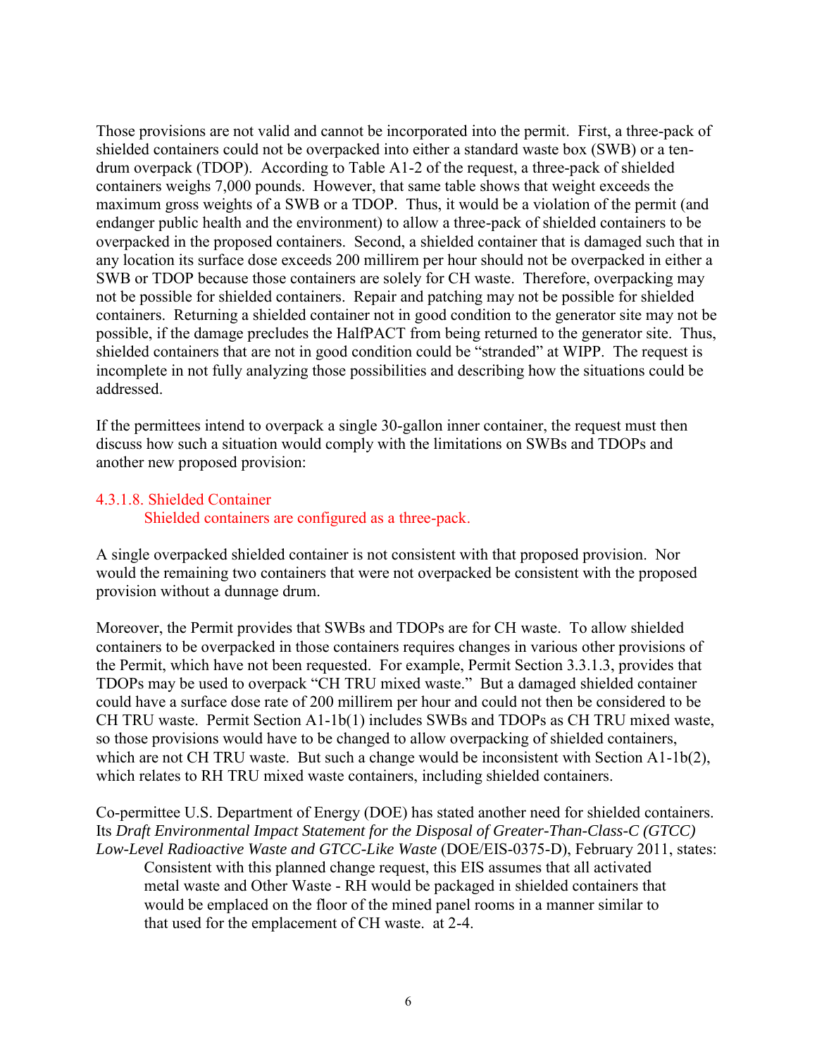Those provisions are not valid and cannot be incorporated into the permit. First, a three-pack of shielded containers could not be overpacked into either a standard waste box (SWB) or a ten-drum overpack (TDOP). According to Table A1-2 of the request, a three-pack of shielded containers weighs 7,000 pounds. However, that same table shows that weight exceeds the maximum gross weights of a SWB or a TDOP. Thus, it would be a violation of the permit (and endanger public health and the environment) to allow a three-pack of shielded containers to be overpacked in the proposed containers. Second, a shielded container that is damaged such that in any location its surface dose exceeds 200 millirem per hour should not be overpacked in either a SWB or TDOP because those containers are solely for CH waste. Therefore, overpacking may not be possible for shielded containers. Repair and patching may not be possible for shielded containers. Returning a shielded container not in good condition to the generator site may not be possible, if the damage precludes the HalfPACT from being returned to the generator site. Thus, shielded containers that are not in good condition could be "stranded" at WIPP. The request is incomplete in not fully analyzing those possibilities and describing how the situations could be addressed.

If the permittees intend to overpack a single 30-gallon inner container, the request must then discuss how such a situation would comply with the limitations on SWBs and TDOPs and another new proposed provision:

4.3.1.8. Shielded Container

> Shielded containers are configured as a three-pack.

A single overpacked shielded container is not consistent with that proposed provision. Nor would the remaining two containers that were not overpacked be consistent with the proposed provision without a dunnage drum.

Moreover, the Permit provides that SWBs and TDOPs are for CH waste. To allow shielded containers to be overpacked in those containers requires changes in various other provisions of the Permit, which have not been requested. For example, Permit Section 3.3.1.3, provides that TDOPs may be used to overpack "CH TRU mixed waste." But a damaged shielded container could have a surface dose rate of 200 millirem per hour and could not then be considered to be CH TRU waste. Permit Section A1-1b(1) includes SWBs and TDOPs as CH TRU mixed waste, so those provisions would have to be changed to allow overpacking of shielded containers, which are not CH TRU waste. But such a change would be inconsistent with Section A1-1b(2), which relates to RH TRU mixed waste containers, including shielded containers.

Co-permittee U.S. Department of Energy (DOE) has stated another need for shielded containers. Its *Draft Environmental Impact Statement for the Disposal of Greater-Than-Class-C (GTCC) Low-Level Radioactive Waste and GTCC-Like Waste* (DOE/EIS-0375-D), February 2011, states:

> Consistent with this planned change request, this EIS assumes that all activated metal waste and Other Waste - RH would be packaged in shielded containers that would be emplaced on the floor of the mined panel rooms in a manner similar to that used for the emplacement of CH waste. at 2-4.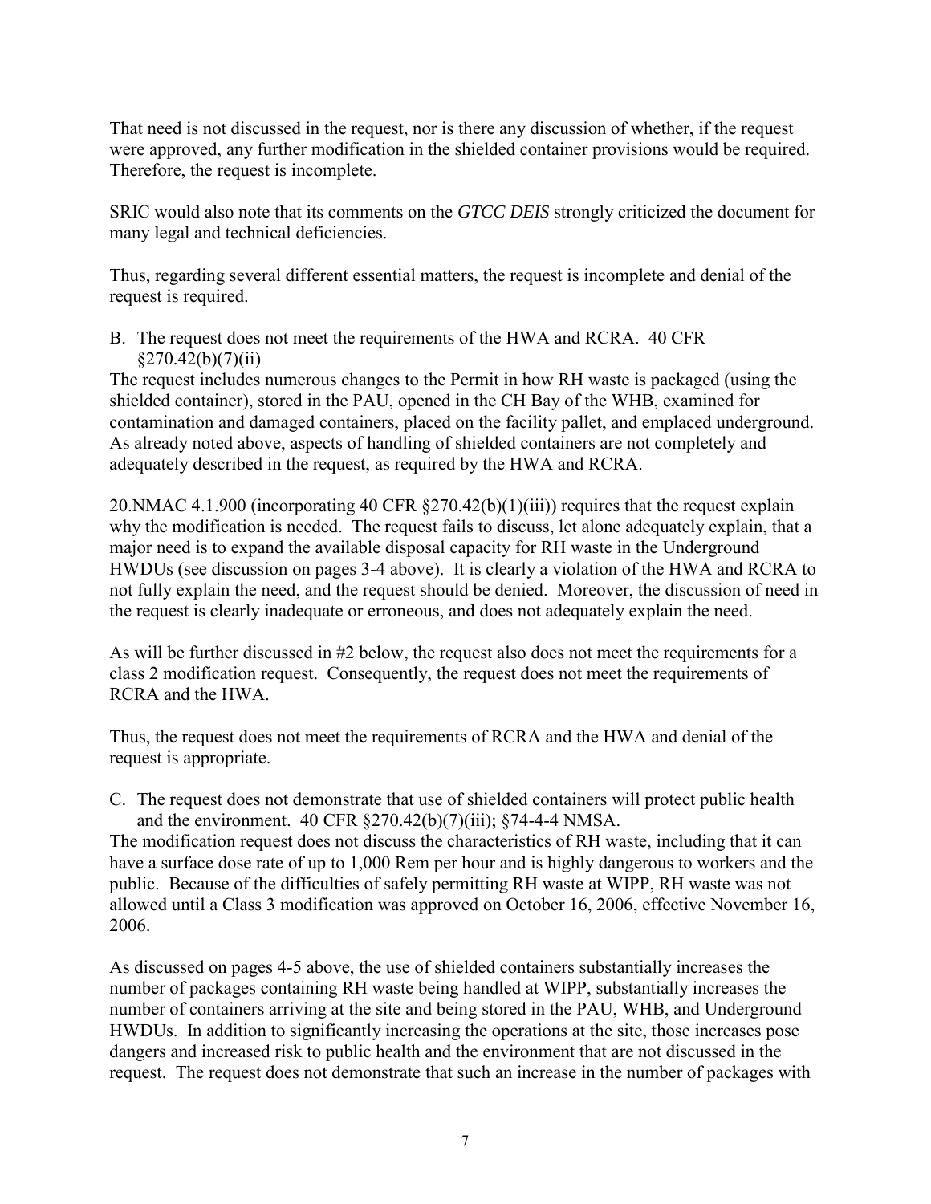That need is not discussed in the request, nor is there any discussion of whether, if the request were approved, any further modification in the shielded container provisions would be required. Therefore, the request is incomplete.

SRIC would also note that its comments on the *GTCC DEIS* strongly criticized the document for many legal and technical deficiencies.

Thus, regarding several different essential matters, the request is incomplete and denial of the request is required.

B. The request does not meet the requirements of the HWA and RCRA. 40 CFR §270.42(b)(7)(ii)

The request includes numerous changes to the Permit in how RH waste is packaged (using the shielded container), stored in the PAU, opened in the CH Bay of the WHB, examined for contamination and damaged containers, placed on the facility pallet, and emplaced underground. As already noted above, aspects of handling of shielded containers are not completely and adequately described in the request, as required by the HWA and RCRA.

20.NMAC 4.1.900 (incorporating 40 CFR §270.42(b)(1)(iii)) requires that the request explain why the modification is needed. The request fails to discuss, let alone adequately explain, that a major need is to expand the available disposal capacity for RH waste in the Underground HWDUs (see discussion on pages 3-4 above). It is clearly a violation of the HWA and RCRA to not fully explain the need, and the request should be denied. Moreover, the discussion of need in the request is clearly inadequate or erroneous, and does not adequately explain the need.

As will be further discussed in #2 below, the request also does not meet the requirements for a class 2 modification request. Consequently, the request does not meet the requirements of RCRA and the HWA.

Thus, the request does not meet the requirements of RCRA and the HWA and denial of the request is appropriate.

C. The request does not demonstrate that use of shielded containers will protect public health and the environment. 40 CFR §270.42(b)(7)(iii); §74-4-4 NMSA.

The modification request does not discuss the characteristics of RH waste, including that it can have a surface dose rate of up to 1,000 Rem per hour and is highly dangerous to workers and the public. Because of the difficulties of safely permitting RH waste at WIPP, RH waste was not allowed until a Class 3 modification was approved on October 16, 2006, effective November 16, 2006.

As discussed on pages 4-5 above, the use of shielded containers substantially increases the number of packages containing RH waste being handled at WIPP, substantially increases the number of containers arriving at the site and being stored in the PAU, WHB, and Underground HWDUs. In addition to significantly increasing the operations at the site, those increases pose dangers and increased risk to public health and the environment that are not discussed in the request. The request does not demonstrate that such an increase in the number of packages with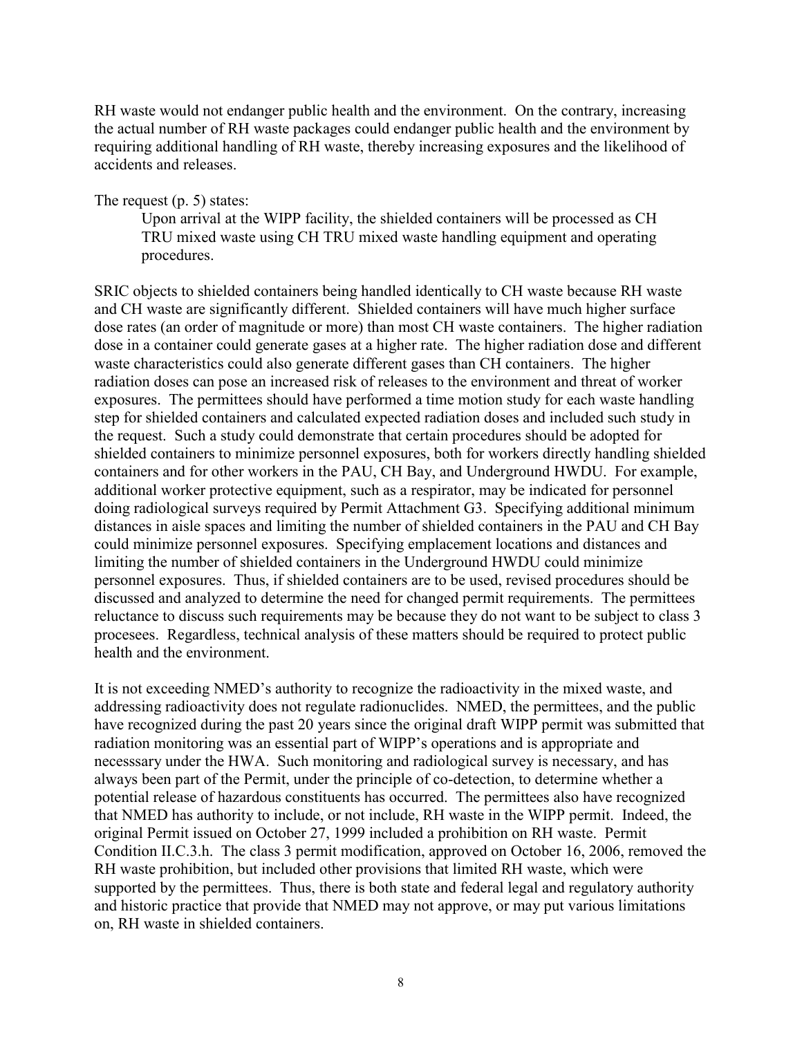RH waste would not endanger public health and the environment. On the contrary, increasing the actual number of RH waste packages could endanger public health and the environment by requiring additional handling of RH waste, thereby increasing exposures and the likelihood of accidents and releases.

The request (p. 5) states:

> Upon arrival at the WIPP facility, the shielded containers will be processed as CH TRU mixed waste using CH TRU mixed waste handling equipment and operating procedures.

SRIC objects to shielded containers being handled identically to CH waste because RH waste and CH waste are significantly different. Shielded containers will have much higher surface dose rates (an order of magnitude or more) than most CH waste containers. The higher radiation dose in a container could generate gases at a higher rate. The higher radiation dose and different waste characteristics could also generate different gases than CH containers. The higher radiation doses can pose an increased risk of releases to the environment and threat of worker exposures. The permittees should have performed a time motion study for each waste handling step for shielded containers and calculated expected radiation doses and included such study in the request. Such a study could demonstrate that certain procedures should be adopted for shielded containers to minimize personnel exposures, both for workers directly handling shielded containers and for other workers in the PAU, CH Bay, and Underground HWDU. For example, additional worker protective equipment, such as a respirator, may be indicated for personnel doing radiological surveys required by Permit Attachment G3. Specifying additional minimum distances in aisle spaces and limiting the number of shielded containers in the PAU and CH Bay could minimize personnel exposures. Specifying emplacement locations and distances and limiting the number of shielded containers in the Underground HWDU could minimize personnel exposures. Thus, if shielded containers are to be used, revised procedures should be discussed and analyzed to determine the need for changed permit requirements. The permittees reluctance to discuss such requirements may be because they do not want to be subject to class 3 procesees. Regardless, technical analysis of these matters should be required to protect public health and the environment.

It is not exceeding NMED's authority to recognize the radioactivity in the mixed waste, and addressing radioactivity does not regulate radionuclides. NMED, the permittees, and the public have recognized during the past 20 years since the original draft WIPP permit was submitted that radiation monitoring was an essential part of WIPP's operations and is appropriate and necesssary under the HWA. Such monitoring and radiological survey is necessary, and has always been part of the Permit, under the principle of co-detection, to determine whether a potential release of hazardous constituents has occurred. The permittees also have recognized that NMED has authority to include, or not include, RH waste in the WIPP permit. Indeed, the original Permit issued on October 27, 1999 included a prohibition on RH waste. Permit Condition II.C.3.h. The class 3 permit modification, approved on October 16, 2006, removed the RH waste prohibition, but included other provisions that limited RH waste, which were supported by the permittees. Thus, there is both state and federal legal and regulatory authority and historic practice that provide that NMED may not approve, or may put various limitations on, RH waste in shielded containers.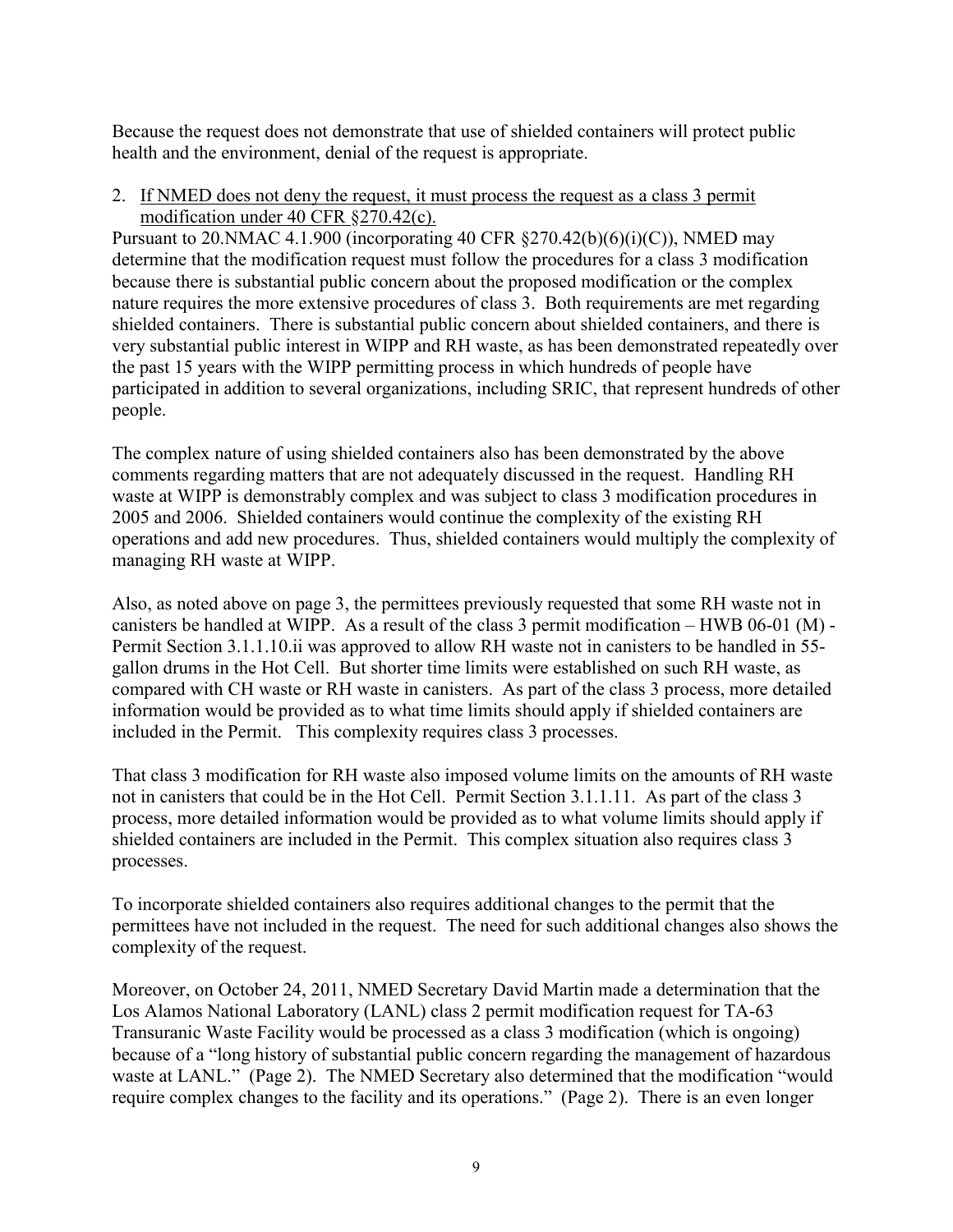Because the request does not demonstrate that use of shielded containers will protect public health and the environment, denial of the request is appropriate.

2. <u>If NMED does not deny the request, it must process the request as a class 3 permit modification under 40 CFR §270.42(c).</u>

Pursuant to 20.NMAC 4.1.900 (incorporating 40 CFR §270.42(b)(6)(i)(C)), NMED may determine that the modification request must follow the procedures for a class 3 modification because there is substantial public concern about the proposed modification or the complex nature requires the more extensive procedures of class 3. Both requirements are met regarding shielded containers. There is substantial public concern about shielded containers, and there is very substantial public interest in WIPP and RH waste, as has been demonstrated repeatedly over the past 15 years with the WIPP permitting process in which hundreds of people have participated in addition to several organizations, including SRIC, that represent hundreds of other people.

The complex nature of using shielded containers also has been demonstrated by the above comments regarding matters that are not adequately discussed in the request. Handling RH waste at WIPP is demonstrably complex and was subject to class 3 modification procedures in 2005 and 2006. Shielded containers would continue the complexity of the existing RH operations and add new procedures. Thus, shielded containers would multiply the complexity of managing RH waste at WIPP.

Also, as noted above on page 3, the permittees previously requested that some RH waste not in canisters be handled at WIPP. As a result of the class 3 permit modification – HWB 06-01 (M) - Permit Section 3.1.1.10.ii was approved to allow RH waste not in canisters to be handled in 55-gallon drums in the Hot Cell. But shorter time limits were established on such RH waste, as compared with CH waste or RH waste in canisters. As part of the class 3 process, more detailed information would be provided as to what time limits should apply if shielded containers are included in the Permit. This complexity requires class 3 processes.

That class 3 modification for RH waste also imposed volume limits on the amounts of RH waste not in canisters that could be in the Hot Cell. Permit Section 3.1.1.11. As part of the class 3 process, more detailed information would be provided as to what volume limits should apply if shielded containers are included in the Permit. This complex situation also requires class 3 processes.

To incorporate shielded containers also requires additional changes to the permit that the permittees have not included in the request. The need for such additional changes also shows the complexity of the request.

Moreover, on October 24, 2011, NMED Secretary David Martin made a determination that the Los Alamos National Laboratory (LANL) class 2 permit modification request for TA-63 Transuranic Waste Facility would be processed as a class 3 modification (which is ongoing) because of a "long history of substantial public concern regarding the management of hazardous waste at LANL." (Page 2). The NMED Secretary also determined that the modification "would require complex changes to the facility and its operations." (Page 2). There is an even longer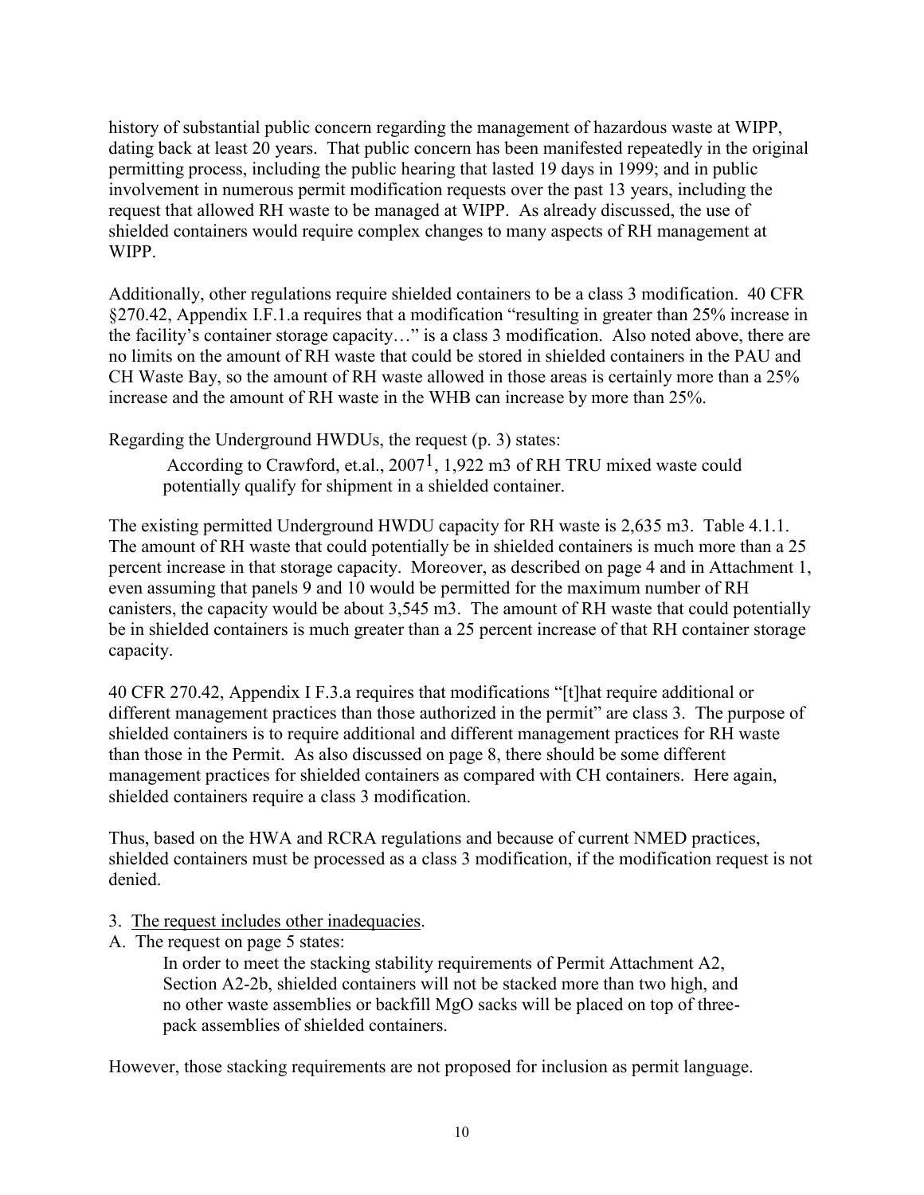history of substantial public concern regarding the management of hazardous waste at WIPP, dating back at least 20 years. That public concern has been manifested repeatedly in the original permitting process, including the public hearing that lasted 19 days in 1999; and in public involvement in numerous permit modification requests over the past 13 years, including the request that allowed RH waste to be managed at WIPP. As already discussed, the use of shielded containers would require complex changes to many aspects of RH management at WIPP.

Additionally, other regulations require shielded containers to be a class 3 modification. 40 CFR §270.42, Appendix I.F.1.a requires that a modification "resulting in greater than 25% increase in the facility's container storage capacity…" is a class 3 modification. Also noted above, there are no limits on the amount of RH waste that could be stored in shielded containers in the PAU and CH Waste Bay, so the amount of RH waste allowed in those areas is certainly more than a 25% increase and the amount of RH waste in the WHB can increase by more than 25%.

Regarding the Underground HWDUs, the request (p. 3) states:

> According to Crawford, et.al., 2007[1], 1,922 m3 of RH TRU mixed waste could potentially qualify for shipment in a shielded container.

The existing permitted Underground HWDU capacity for RH waste is 2,635 m3. Table 4.1.1. The amount of RH waste that could potentially be in shielded containers is much more than a 25 percent increase in that storage capacity. Moreover, as described on page 4 and in Attachment 1, even assuming that panels 9 and 10 would be permitted for the maximum number of RH canisters, the capacity would be about 3,545 m3. The amount of RH waste that could potentially be in shielded containers is much greater than a 25 percent increase of that RH container storage capacity.

40 CFR 270.42, Appendix I F.3.a requires that modifications "[t]hat require additional or different management practices than those authorized in the permit" are class 3. The purpose of shielded containers is to require additional and different management practices for RH waste than those in the Permit. As also discussed on page 8, there should be some different management practices for shielded containers as compared with CH containers. Here again, shielded containers require a class 3 modification.

Thus, based on the HWA and RCRA regulations and because of current NMED practices, shielded containers must be processed as a class 3 modification, if the modification request is not denied.

3. The request includes other inadequacies.

A. The request on page 5 states:

> In order to meet the stacking stability requirements of Permit Attachment A2, Section A2-2b, shielded containers will not be stacked more than two high, and no other waste assemblies or backfill MgO sacks will be placed on top of three-pack assemblies of shielded containers.

However, those stacking requirements are not proposed for inclusion as permit language.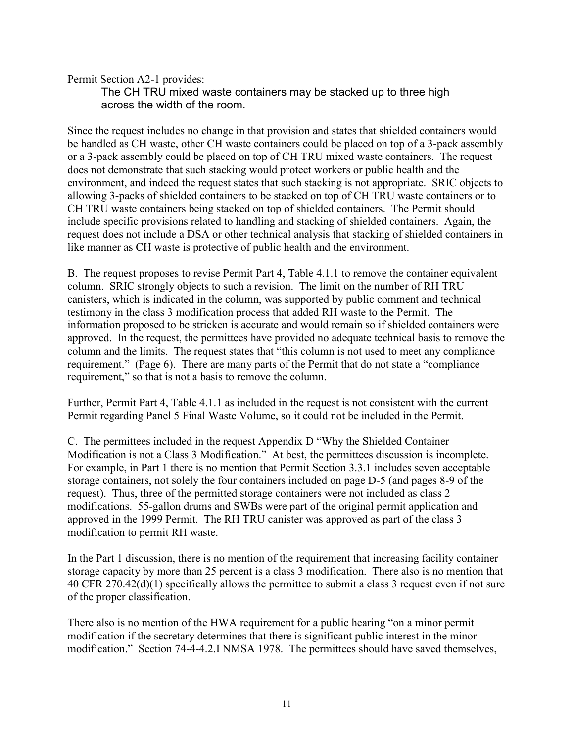Permit Section A2-1 provides:

> The CH TRU mixed waste containers may be stacked up to three high across the width of the room.

Since the request includes no change in that provision and states that shielded containers would be handled as CH waste, other CH waste containers could be placed on top of a 3-pack assembly or a 3-pack assembly could be placed on top of CH TRU mixed waste containers. The request does not demonstrate that such stacking would protect workers or public health and the environment, and indeed the request states that such stacking is not appropriate. SRIC objects to allowing 3-packs of shielded containers to be stacked on top of CH TRU waste containers or to CH TRU waste containers being stacked on top of shielded containers. The Permit should include specific provisions related to handling and stacking of shielded containers. Again, the request does not include a DSA or other technical analysis that stacking of shielded containers in like manner as CH waste is protective of public health and the environment.

B. The request proposes to revise Permit Part 4, Table 4.1.1 to remove the container equivalent column. SRIC strongly objects to such a revision. The limit on the number of RH TRU canisters, which is indicated in the column, was supported by public comment and technical testimony in the class 3 modification process that added RH waste to the Permit. The information proposed to be stricken is accurate and would remain so if shielded containers were approved. In the request, the permittees have provided no adequate technical basis to remove the column and the limits. The request states that "this column is not used to meet any compliance requirement." (Page 6). There are many parts of the Permit that do not state a "compliance requirement," so that is not a basis to remove the column.

Further, Permit Part 4, Table 4.1.1 as included in the request is not consistent with the current Permit regarding Panel 5 Final Waste Volume, so it could not be included in the Permit.

C. The permittees included in the request Appendix D "Why the Shielded Container Modification is not a Class 3 Modification." At best, the permittees discussion is incomplete. For example, in Part 1 there is no mention that Permit Section 3.3.1 includes seven acceptable storage containers, not solely the four containers included on page D-5 (and pages 8-9 of the request). Thus, three of the permitted storage containers were not included as class 2 modifications. 55-gallon drums and SWBs were part of the original permit application and approved in the 1999 Permit. The RH TRU canister was approved as part of the class 3 modification to permit RH waste.

In the Part 1 discussion, there is no mention of the requirement that increasing facility container storage capacity by more than 25 percent is a class 3 modification. There also is no mention that 40 CFR 270.42(d)(1) specifically allows the permittee to submit a class 3 request even if not sure of the proper classification.

There also is no mention of the HWA requirement for a public hearing "on a minor permit modification if the secretary determines that there is significant public interest in the minor modification." Section 74-4-4.2.I NMSA 1978. The permittees should have saved themselves,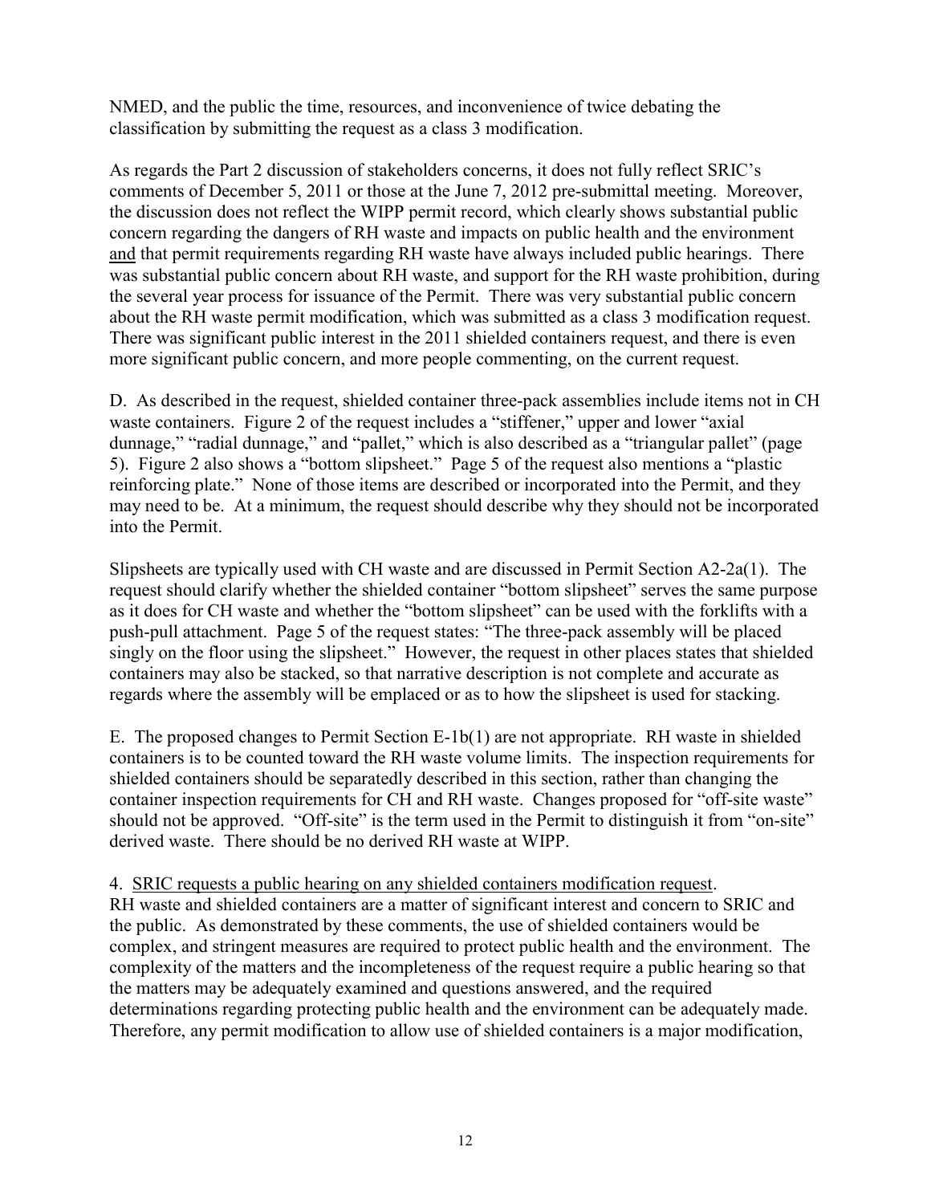NMED, and the public the time, resources, and inconvenience of twice debating the classification by submitting the request as a class 3 modification.

As regards the Part 2 discussion of stakeholders concerns, it does not fully reflect SRIC's comments of December 5, 2011 or those at the June 7, 2012 pre-submittal meeting. Moreover, the discussion does not reflect the WIPP permit record, which clearly shows substantial public concern regarding the dangers of RH waste and impacts on public health and the environment <u>and</u> that permit requirements regarding RH waste have always included public hearings. There was substantial public concern about RH waste, and support for the RH waste prohibition, during the several year process for issuance of the Permit. There was very substantial public concern about the RH waste permit modification, which was submitted as a class 3 modification request. There was significant public interest in the 2011 shielded containers request, and there is even more significant public concern, and more people commenting, on the current request.

D. As described in the request, shielded container three-pack assemblies include items not in CH waste containers. Figure 2 of the request includes a "stiffener," upper and lower "axial dunnage," "radial dunnage," and "pallet," which is also described as a "triangular pallet" (page 5). Figure 2 also shows a "bottom slipsheet." Page 5 of the request also mentions a "plastic reinforcing plate." None of those items are described or incorporated into the Permit, and they may need to be. At a minimum, the request should describe why they should not be incorporated into the Permit.

Slipsheets are typically used with CH waste and are discussed in Permit Section A2-2a(1). The request should clarify whether the shielded container "bottom slipsheet" serves the same purpose as it does for CH waste and whether the "bottom slipsheet" can be used with the forklifts with a push-pull attachment. Page 5 of the request states: "The three-pack assembly will be placed singly on the floor using the slipsheet." However, the request in other places states that shielded containers may also be stacked, so that narrative description is not complete and accurate as regards where the assembly will be emplaced or as to how the slipsheet is used for stacking.

E. The proposed changes to Permit Section E-1b(1) are not appropriate. RH waste in shielded containers is to be counted toward the RH waste volume limits. The inspection requirements for shielded containers should be separatedly described in this section, rather than changing the container inspection requirements for CH and RH waste. Changes proposed for "off-site waste" should not be approved. "Off-site" is the term used in the Permit to distinguish it from "on-site" derived waste. There should be no derived RH waste at WIPP.

4. <u>SRIC requests a public hearing on any shielded containers modification request</u>.
RH waste and shielded containers are a matter of significant interest and concern to SRIC and the public. As demonstrated by these comments, the use of shielded containers would be complex, and stringent measures are required to protect public health and the environment. The complexity of the matters and the incompleteness of the request require a public hearing so that the matters may be adequately examined and questions answered, and the required determinations regarding protecting public health and the environment can be adequately made. Therefore, any permit modification to allow use of shielded containers is a major modification,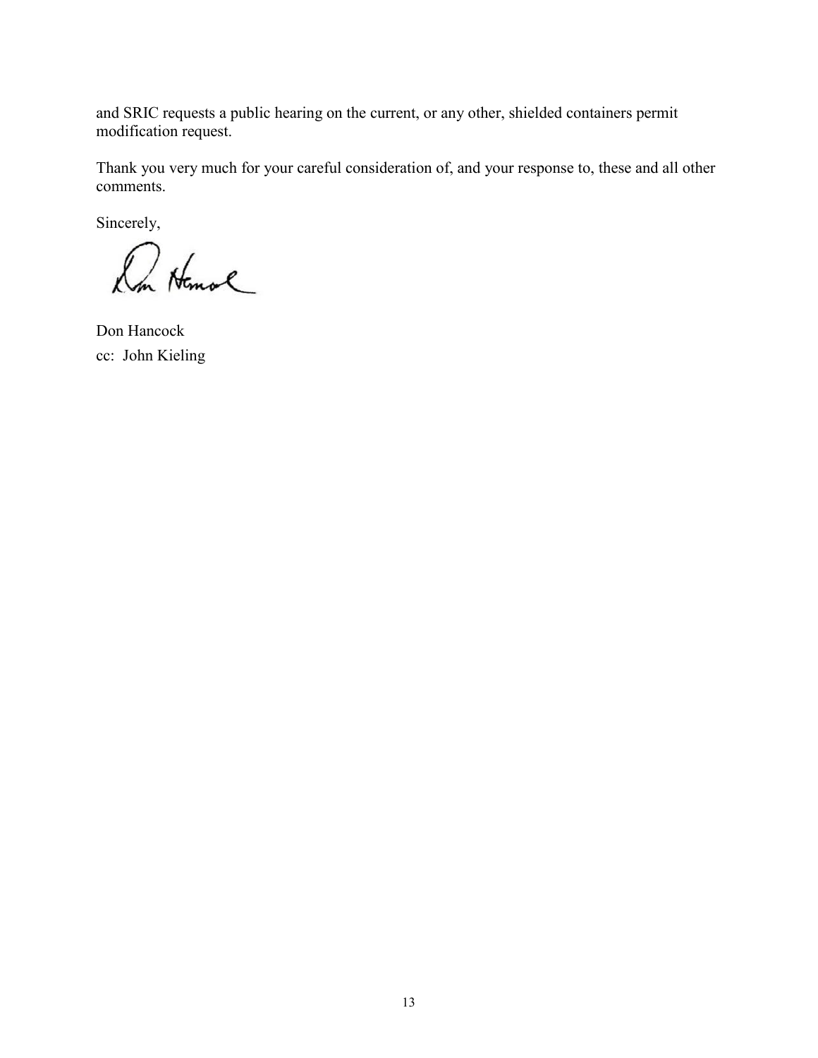and SRIC requests a public hearing on the current, or any other, shielded containers permit modification request.

Thank you very much for your careful consideration of, and your response to, these and all other comments.

Sincerely,

Don Hancock

cc: John Kieling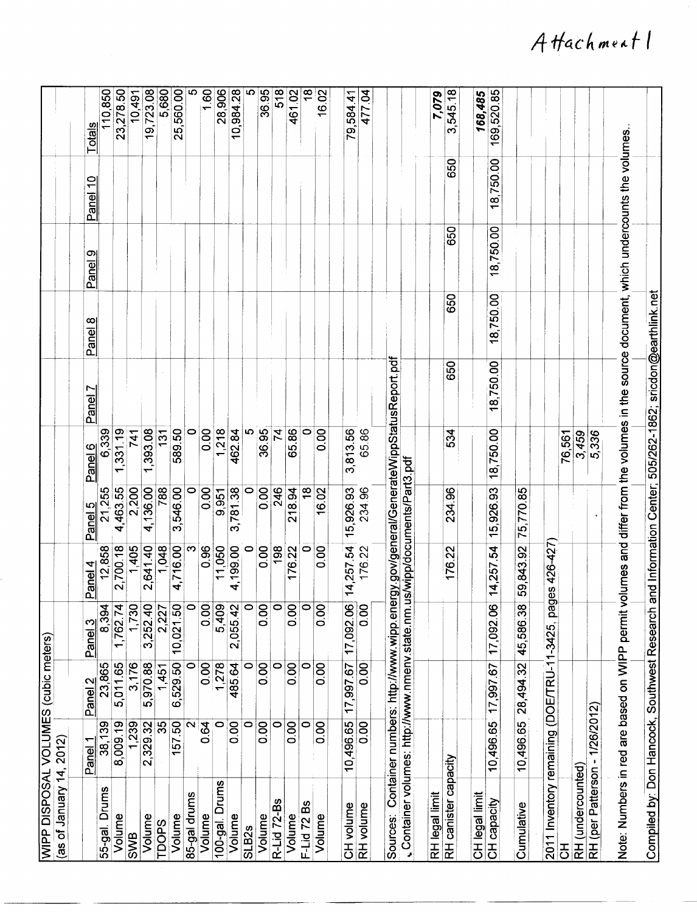Attachment I

| WIPP DISPOSAL VOLUMES (cubic meters) | | | | | | | | | | | |
|---|---|---|---|---|---|---|---|---|---|---|---|
| (as of January 14, 2012) | | | | | | | | | | | |
| | Panel 1 | Panel 2 | Panel 3 | Panel 4 | Panel 5 | Panel 6 | Panel 7 | Panel 8 | Panel 9 | Panel 10 | Totals |
| 55-gal. Drums | 38,139 | 23,865 | 8,394 | 12,858 | 21,255 | 6,339 | | | | | 110,850 |
| Volume | 8,009.19 | 5,011.65 | 1,762.74 | 2,700.18 | 4,463.55 | 1,331.19 | | | | | 23,278.50 |
| SWB | 1,239 | 3,176 | 1,730 | 1,405 | 2,200 | 741 | | | | | 10,491 |
| Volume | 2,329.32 | 5,970.88 | 3,252.40 | 2,641.40 | 4,136.00 | 1,393.08 | | | | | 19,723.08 |
| TDOPS | 35 | 1,451 | 2,227 | 1,048 | 788 | 131 | | | | | 5,680 |
| Volume | 157.50 | 6,529.50 | 10,021.50 | 4,716.00 | 3,546.00 | 589.50 | | | | | 25,560.00 |
| 85-gal drums | 2 | 0 | 0 | 3 | 0 | 0 | | | | | 5 |
| Volume | 0.64 | 0.00 | 0.00 | 0.96 | 0.00 | 0.00 | | | | | 1.60 |
| 100-gal. Drums | 0 | 1,278 | 5,409 | 11,050 | 9,951 | 1,218 | | | | | 28,906 |
| Volume | 0.00 | 485.64 | 2,055.42 | 4,199.00 | 3,781.38 | 462.84 | | | | | 10,984.28 |
| SLB2s | 0 | 0 | 0 | 0 | 0 | 5 | | | | | 5 |
| Volume | 0.00 | 0.00 | 0.00 | 0.00 | 0.00 | 36.95 | | | | | 36.95 |
| R-Lid 72-Bs | 0 | 0 | 0 | 198 | 246 | 74 | | | | | 518 |
| Volume | 0.00 | 0.00 | 0.00 | 176.22 | 218.94 | 65.86 | | | | | 461.02 |
| F-Lid 72 Bs | 0 | 0 | 0 | 0 | 18 | 0 | | | | | 18 |
| Volume | 0.00 | 0.00 | 0.00 | 0.00 | 16.02 | 0.00 | | | | | 16.02 |
| | | | | | | | | | | | |
| CH volume | 10,496.65 | 17,997.67 | 17,092.06 | 14,257.54 | 15,926.93 | 3,813.56 | | | | | 79,584.41 |
| RH volume | 0.00 | 0.00 | 0.00 | 176.22 | 234.96 | 65.86 | | | | | 477.04 |
| | | | | | | | | | | | |
| Sources: Container numbers: http://www.wipp.energy.gov/general/GenerateWippStatusReport.pdf | | | | | | | | | | | |
| Container volumes: http://www.nmenv.state.nm.us/wipp/documents/Part3.pdf | | | | | | | | | | | |
| | | | | | | | | | | | |
| RH legal limit | | | | | | | | | | | *7,079* |
| RH canister capacity | | | | 176.22 | 234.96 | 534 | 650 | 650 | 650 | 650 | 3,545.18 |
| | | | | | | | | | | | |
| CH legal limit | | | | | | | | | | | *168,485* |
| CH capacity | 10,496.65 | 17,997.67 | 17,092.06 | 14,257.54 | 15,926.93 | 18,750.00 | 18,750.00 | 18,750.00 | 18,750.00 | 18,750.00 | 169,520.85 |
| | | | | | | | | | | | |
| Cumulative | 10,496.65 | 28,494.32 | 45,586.38 | 59,843.92 | 75,770.85 | | | | | | |
| | | | | | | | | | | | |
| 2011 Inventory remaining (DOE/TRU-11-3425, pages 426-427) | | | | | | | | | | | |
| CH | | | | | | 76,561 | | | | | |
| RH (undercounted) | | | | | | 3,459 | | | | | |
| RH (per Patterson - 1/26/2012) | | | | | | 5,336 | | | | | |

Note: Numbers in red are based on WIPP permit volumes and differ from the volumes in the source document, which undercounts the volumes..

Compiled by: Don Hancock, Southwest Research and Information Center; 505/262-1862; sricdon@earthlink.net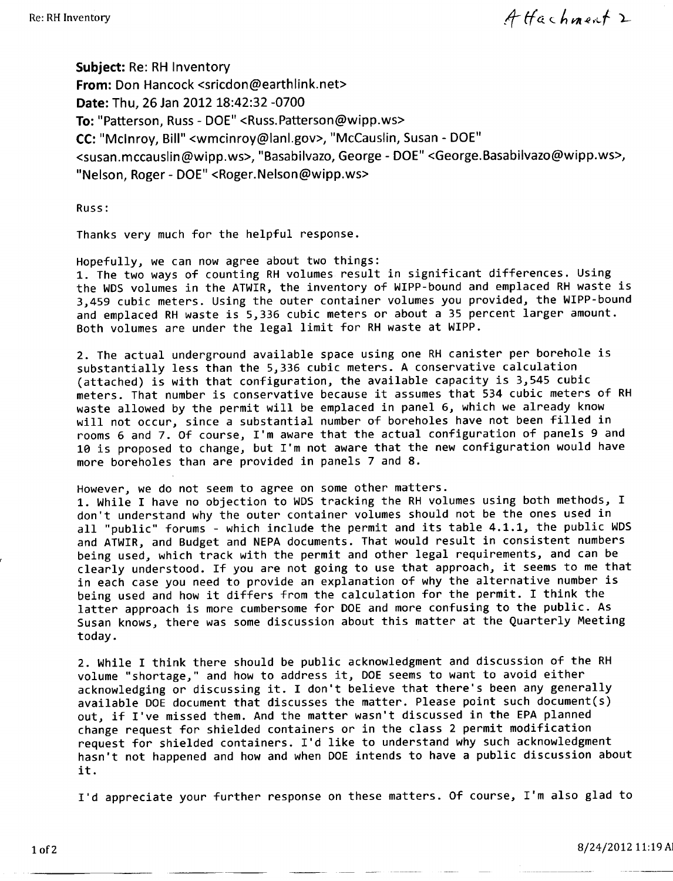Attachment 2

**Subject:** Re: RH Inventory
**From:** Don Hancock <sricdon@earthlink.net>
**Date:** Thu, 26 Jan 2012 18:42:32 -0700
**To:** "Patterson, Russ - DOE" <Russ.Patterson@wipp.ws>
**CC:** "McInroy, Bill" <wmcinroy@lanl.gov>, "McCauslin, Susan - DOE" <susan.mccauslin@wipp.ws>, "Basabilvazo, George - DOE" <George.Basabilvazo@wipp.ws>, "Nelson, Roger - DOE" <Roger.Nelson@wipp.ws>

Russ:

Thanks very much for the helpful response.

Hopefully, we can now agree about two things:

1. The two ways of counting RH volumes result in significant differences. Using the WDS volumes in the ATWIR, the inventory of WIPP-bound and emplaced RH waste is 3,459 cubic meters. Using the outer container volumes you provided, the WIPP-bound and emplaced RH waste is 5,336 cubic meters or about a 35 percent larger amount. Both volumes are under the legal limit for RH waste at WIPP.

2. The actual underground available space using one RH canister per borehole is substantially less than the 5,336 cubic meters. A conservative calculation (attached) is with that configuration, the available capacity is 3,545 cubic meters. That number is conservative because it assumes that 534 cubic meters of RH waste allowed by the permit will be emplaced in panel 6, which we already know will not occur, since a substantial number of boreholes have not been filled in rooms 6 and 7. Of course, I'm aware that the actual configuration of panels 9 and 10 is proposed to change, but I'm not aware that the new configuration would have more boreholes than are provided in panels 7 and 8.

However, we do not seem to agree on some other matters.

1. While I have no objection to WDS tracking the RH volumes using both methods, I don't understand why the outer container volumes should not be the ones used in all "public" forums - which include the permit and its table 4.1.1, the public WDS and ATWIR, and Budget and NEPA documents. That would result in consistent numbers being used, which track with the permit and other legal requirements, and can be clearly understood. If you are not going to use that approach, it seems to me that in each case you need to provide an explanation of why the alternative number is being used and how it differs from the calculation for the permit. I think the latter approach is more cumbersome for DOE and more confusing to the public. As Susan knows, there was some discussion about this matter at the Quarterly Meeting today.

2. While I think there should be public acknowledgment and discussion of the RH volume "shortage," and how to address it, DOE seems to want to avoid either acknowledging or discussing it. I don't believe that there's been any generally available DOE document that discusses the matter. Please point such document(s) out, if I've missed them. And the matter wasn't discussed in the EPA planned change request for shielded containers or in the class 2 permit modification request for shielded containers. I'd like to understand why such acknowledgment hasn't not happened and how and when DOE intends to have a public discussion about it.

I'd appreciate your further response on these matters. Of course, I'm also glad to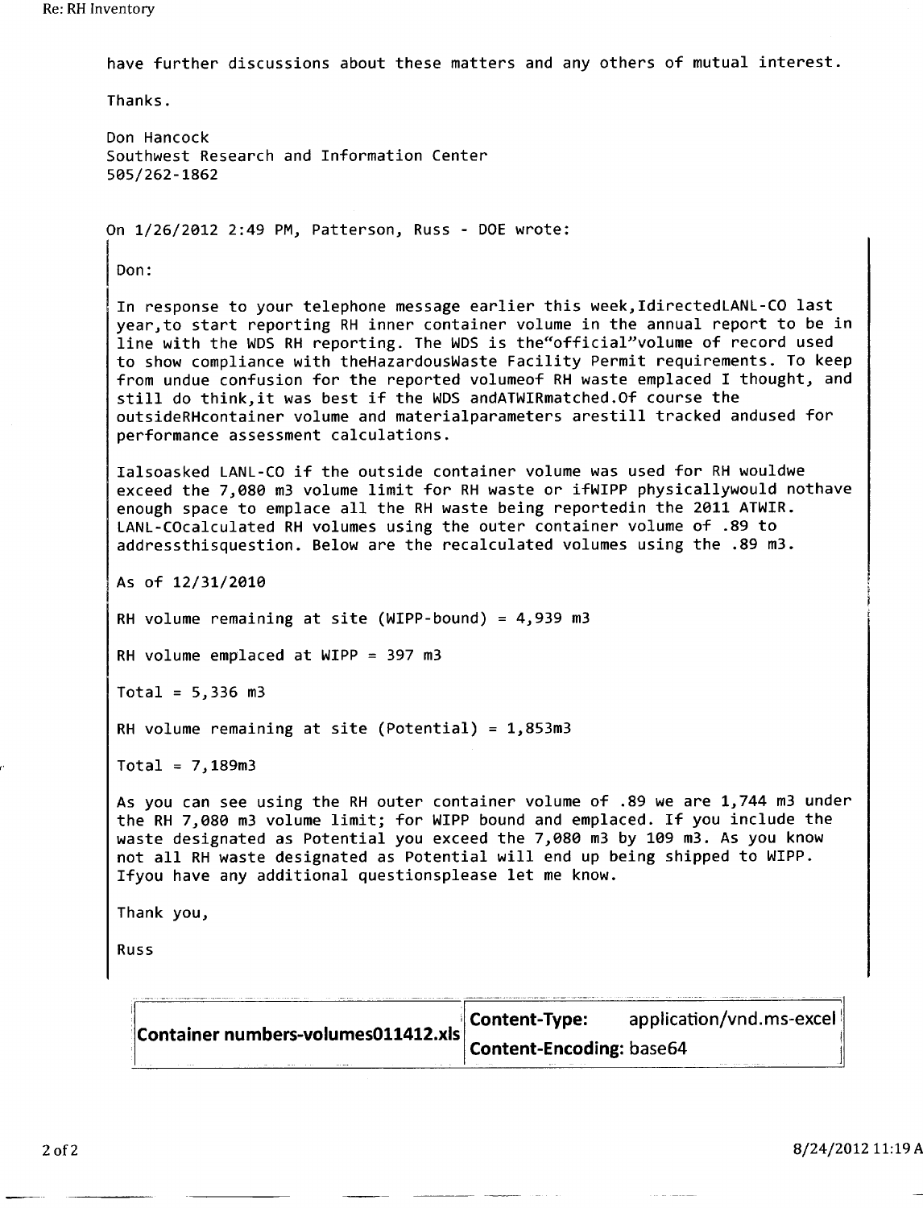have further discussions about these matters and any others of mutual interest.

Thanks.

Don Hancock
Southwest Research and Information Center
505/262-1862

On 1/26/2012 2:49 PM, Patterson, Russ - DOE wrote:

> Don:
>
> In response to your telephone message earlier this week,IdirectedLANL-CO last year,to start reporting RH inner container volume in the annual report to be in line with the WDS RH reporting. The WDS is the"official"volume of record used to show compliance with theHazardousWaste Facility Permit requirements. To keep from undue confusion for the reported volumeof RH waste emplaced I thought, and still do think,it was best if the WDS andATWIRmatched.Of course the outsideRHcontainer volume and materialparameters arestill tracked andused for performance assessment calculations.
>
> Ialsoasked LANL-CO if the outside container volume was used for RH wouldwe exceed the 7,080 m3 volume limit for RH waste or ifWIPP physicallywould nothave enough space to emplace all the RH waste being reportedin the 2011 ATWIR. LANL-COcalculated RH volumes using the outer container volume of .89 to addressthisquestion. Below are the recalculated volumes using the .89 m3.
>
> As of 12/31/2010
>
> RH volume remaining at site (WIPP-bound) = 4,939 m3
>
> RH volume emplaced at WIPP = 397 m3
>
> Total = 5,336 m3
>
> RH volume remaining at site (Potential) = 1,853m3
>
> Total = 7,189m3
>
> As you can see using the RH outer container volume of .89 we are 1,744 m3 under the RH 7,080 m3 volume limit; for WIPP bound and emplaced. If you include the waste designated as Potential you exceed the 7,080 m3 by 109 m3. As you know not all RH waste designated as Potential will end up being shipped to WIPP. Ifyou have any additional questionsplease let me know.
>
> Thank you,
>
> Russ

| | | |
|---|---|---|
| **Container numbers-volumes011412.xls** | **Content-Type:** | application/vnd.ms-excel |
| | **Content-Encoding:** | base64 |